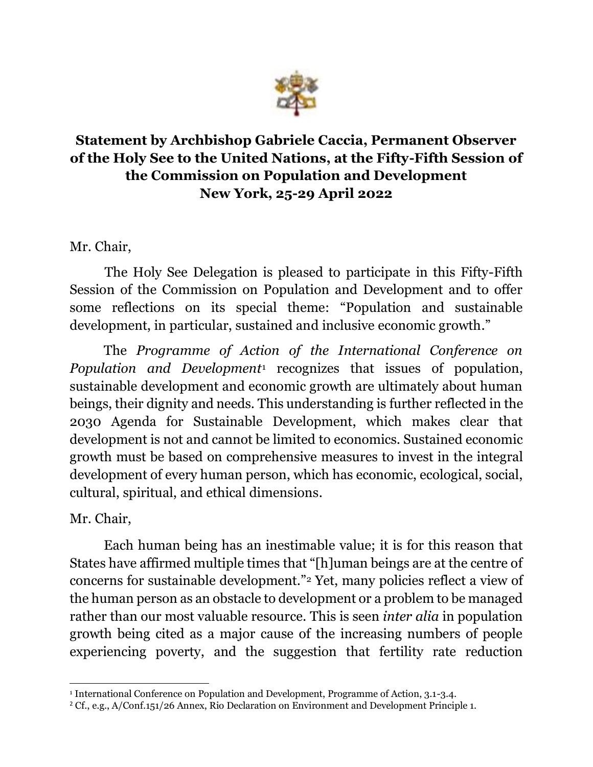**Statement by Archbishop Gabriele Caccia, Permanent Observer of the Holy See to the United Nations, at the Fifty-Fifth Session of the Commission on Population and Development**
**New York, 25-29 April 2022**

Mr. Chair,

The Holy See Delegation is pleased to participate in this Fifty-Fifth Session of the Commission on Population and Development and to offer some reflections on its special theme: "Population and sustainable development, in particular, sustained and inclusive economic growth."

The *Programme of Action of the International Conference on Population and Development*[1] recognizes that issues of population, sustainable development and economic growth are ultimately about human beings, their dignity and needs. This understanding is further reflected in the 2030 Agenda for Sustainable Development, which makes clear that development is not and cannot be limited to economics. Sustained economic growth must be based on comprehensive measures to invest in the integral development of every human person, which has economic, ecological, social, cultural, spiritual, and ethical dimensions.

Mr. Chair,

Each human being has an inestimable value; it is for this reason that States have affirmed multiple times that "[h]uman beings are at the centre of concerns for sustainable development."[2] Yet, many policies reflect a view of the human person as an obstacle to development or a problem to be managed rather than our most valuable resource. This is seen *inter alia* in population growth being cited as a major cause of the increasing numbers of people experiencing poverty, and the suggestion that fertility rate reduction

[1] International Conference on Population and Development, Programme of Action, 3.1-3.4.

[2] Cf., e.g., A/Conf.151/26 Annex, Rio Declaration on Environment and Development Principle 1.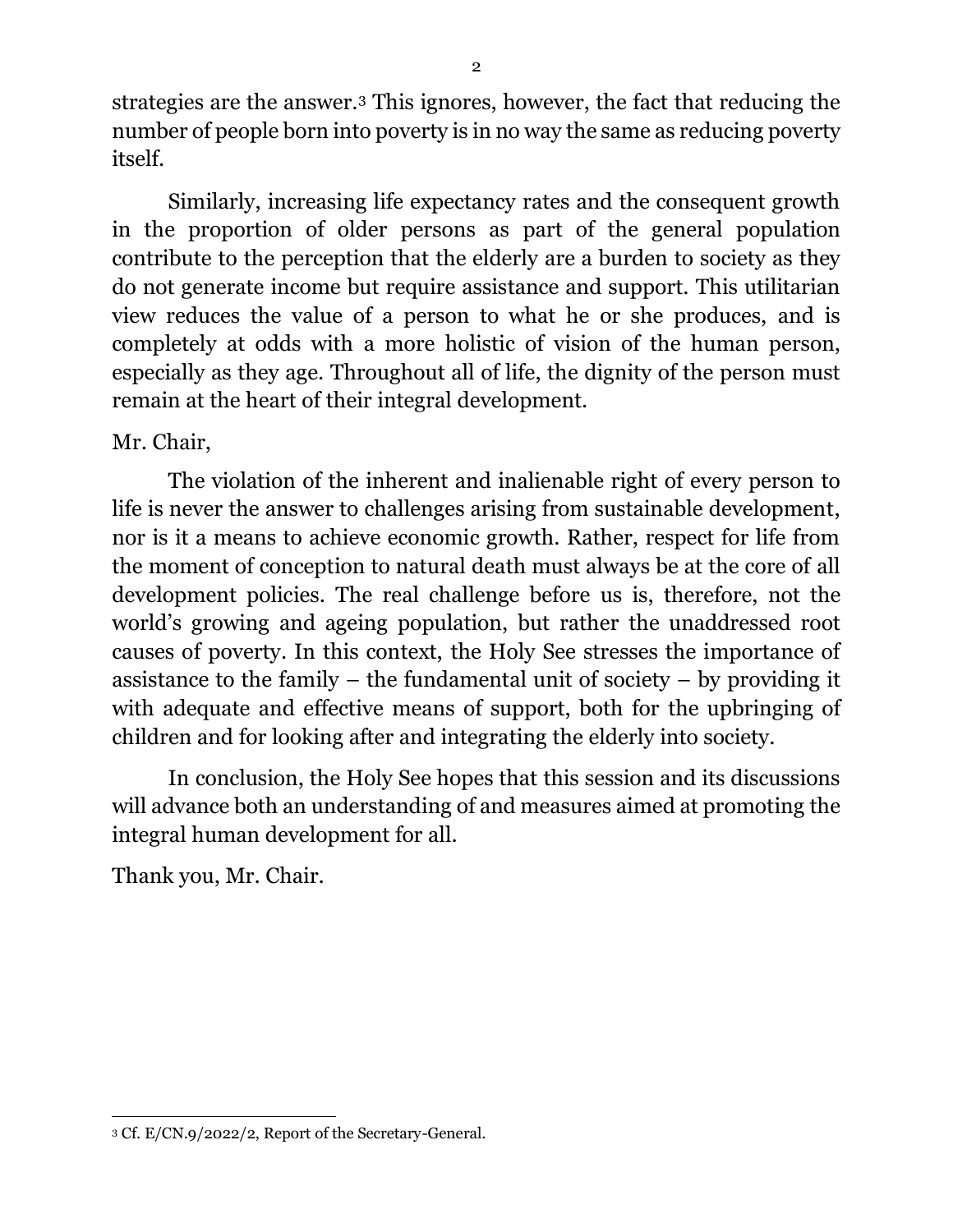strategies are the answer.[3] This ignores, however, the fact that reducing the number of people born into poverty is in no way the same as reducing poverty itself.

Similarly, increasing life expectancy rates and the consequent growth in the proportion of older persons as part of the general population contribute to the perception that the elderly are a burden to society as they do not generate income but require assistance and support. This utilitarian view reduces the value of a person to what he or she produces, and is completely at odds with a more holistic of vision of the human person, especially as they age. Throughout all of life, the dignity of the person must remain at the heart of their integral development.

Mr. Chair,

The violation of the inherent and inalienable right of every person to life is never the answer to challenges arising from sustainable development, nor is it a means to achieve economic growth. Rather, respect for life from the moment of conception to natural death must always be at the core of all development policies. The real challenge before us is, therefore, not the world's growing and ageing population, but rather the unaddressed root causes of poverty. In this context, the Holy See stresses the importance of assistance to the family – the fundamental unit of society – by providing it with adequate and effective means of support, both for the upbringing of children and for looking after and integrating the elderly into society.

In conclusion, the Holy See hopes that this session and its discussions will advance both an understanding of and measures aimed at promoting the integral human development for all.

Thank you, Mr. Chair.

---

[3] Cf. E/CN.9/2022/2, Report of the Secretary-General.